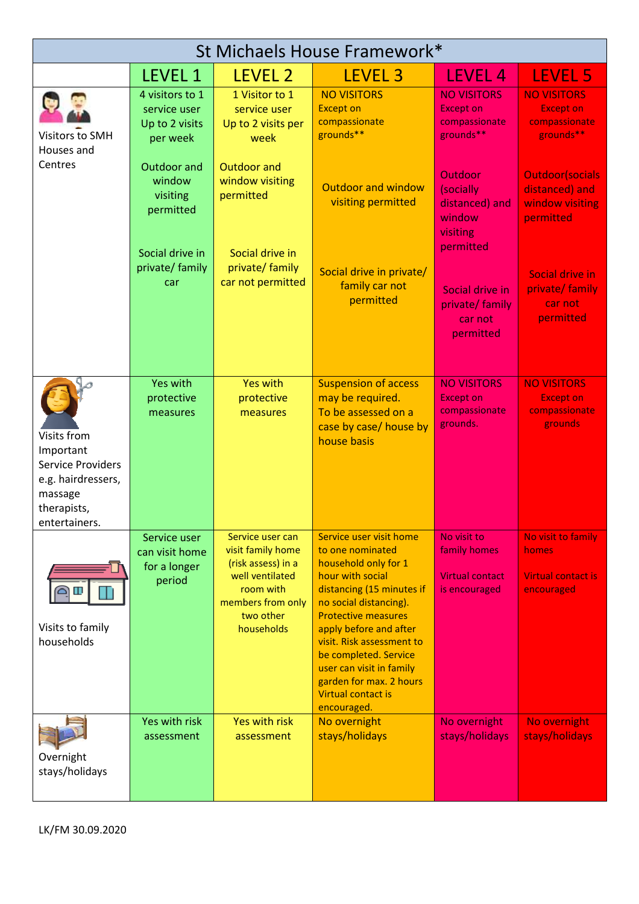# St Michaels House Framework*

| | LEVEL 1 | LEVEL 2 | LEVEL 3 | LEVEL 4 | LEVEL 5 |
|---|---|---|---|---|---|
| Visitors to SMH Houses and Centres | 4 visitors to 1 service user Up to 2 visits per week<br><br>Outdoor and window visiting permitted<br><br>Social drive in private/ family car | 1 Visitor to 1 service user Up to 2 visits per week<br><br>Outdoor and window visiting permitted<br><br>Social drive in private/ family car not permitted | NO VISITORS Except on compassionate grounds**<br><br>Outdoor and window visiting permitted<br><br>Social drive in private/ family car not permitted | NO VISITORS Except on compassionate grounds**<br><br>Outdoor (socially distanced) and window visiting permitted<br><br>Social drive in private/ family car not permitted | NO VISITORS Except on compassionate grounds**<br><br>Outdoor(socials distanced) and window visiting permitted<br><br>Social drive in private/ family car not permitted |
| Visits from Important Service Providers e.g. hairdressers, massage therapists, entertainers. | Yes with protective measures | Yes with protective measures | Suspension of access may be required. To be assessed on a case by case/ house by house basis | NO VISITORS Except on compassionate grounds. | NO VISITORS Except on compassionate grounds |
| Visits to family households | Service user can visit home for a longer period | Service user can visit family home (risk assess) in a well ventilated room with members from only two other households | Service user visit home to one nominated household only for 1 hour with social distancing (15 minutes if no social distancing). Protective measures apply before and after visit. Risk assessment to be completed. Service user can visit in family garden for max. 2 hours Virtual contact is encouraged. | No visit to family homes<br><br>Virtual contact is encouraged | No visit to family homes<br><br>Virtual contact is encouraged |
| Overnight stays/holidays | Yes with risk assessment | Yes with risk assessment | No overnight stays/holidays | No overnight stays/holidays | No overnight stays/holidays |

LK/FM 30.09.2020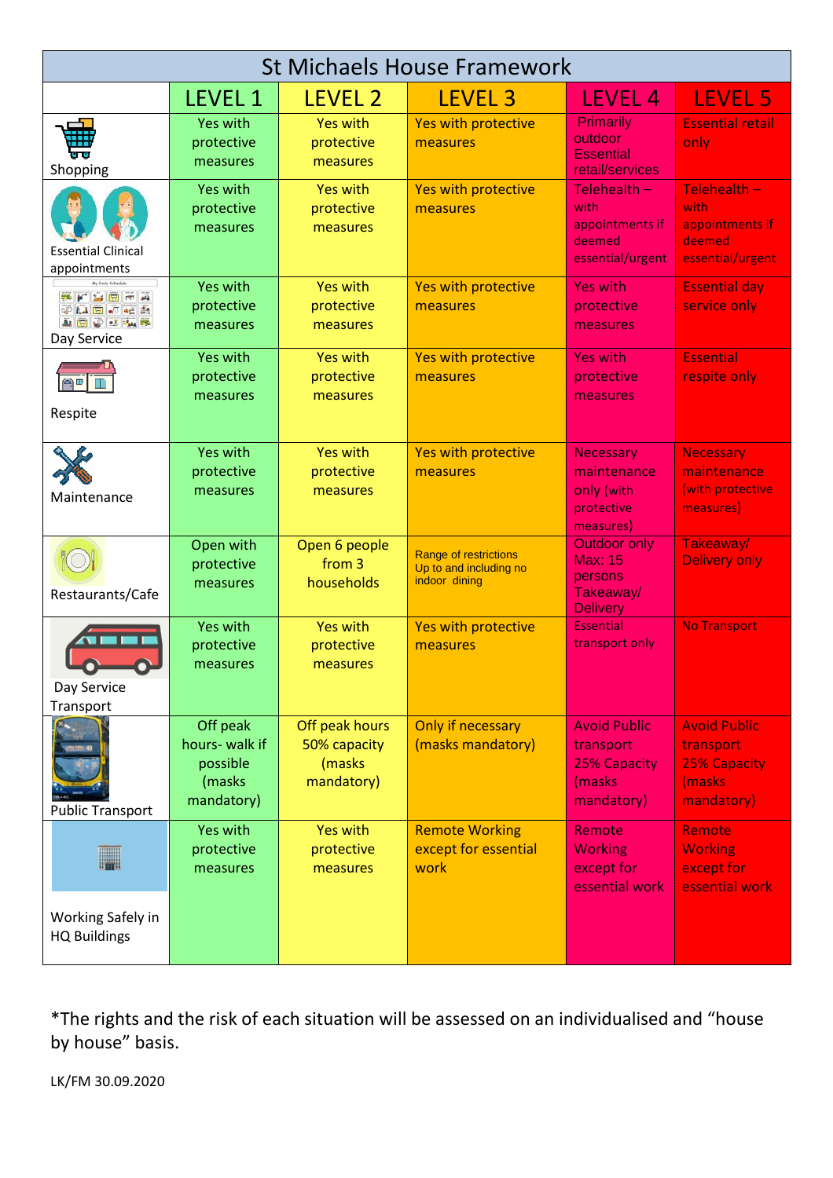| St Michaels House Framework | | | | | |
|---|---|---|---|---|---|
| | LEVEL 1 | LEVEL 2 | LEVEL 3 | LEVEL 4 | LEVEL 5 |
| Shopping | Yes with protective measures | Yes with protective measures | Yes with protective measures | Primarily outdoor Essential retail/services | Essential retail only |
| Essential Clinical appointments | Yes with protective measures | Yes with protective measures | Yes with protective measures | Telehealth – with appointments if deemed essential/urgent | Telehealth – with appointments if deemed essential/urgent |
| Day Service | Yes with protective measures | Yes with protective measures | Yes with protective measures | Yes with protective measures | Essential day service only |
| Respite | Yes with protective measures | Yes with protective measures | Yes with protective measures | Yes with protective measures | Essential respite only |
| Maintenance | Yes with protective measures | Yes with protective measures | Yes with protective measures | Necessary maintenance only (with protective measures) | Necessary maintenance (with protective measures) |
| Restaurants/Cafe | Open with protective measures | Open 6 people from 3 households | Range of restrictions Up to and including no indoor dining | Outdoor only Max: 15 persons Takeaway/ Delivery | Takeaway/ Delivery only |
| Day Service Transport | Yes with protective measures | Yes with protective measures | Yes with protective measures | Essential transport only | No Transport |
| Public Transport | Off peak hours- walk if possible (masks mandatory) | Off peak hours 50% capacity (masks mandatory) | Only if necessary (masks mandatory) | Avoid Public transport 25% Capacity (masks mandatory) | Avoid Public transport 25% Capacity (masks mandatory) |
| Working Safely in HQ Buildings | Yes with protective measures | Yes with protective measures | Remote Working except for essential work | Remote Working except for essential work | Remote Working except for essential work |

*The rights and the risk of each situation will be assessed on an individualised and "house by house" basis.

LK/FM 30.09.2020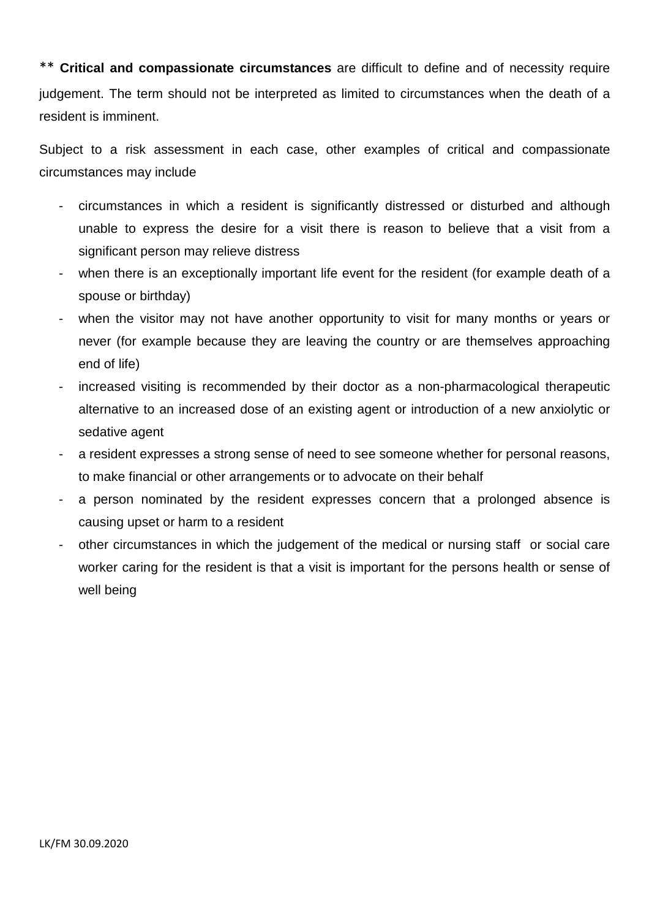** **Critical and compassionate circumstances** are difficult to define and of necessity require judgement. The term should not be interpreted as limited to circumstances when the death of a resident is imminent.

Subject to a risk assessment in each case, other examples of critical and compassionate circumstances may include

- circumstances in which a resident is significantly distressed or disturbed and although unable to express the desire for a visit there is reason to believe that a visit from a significant person may relieve distress
- when there is an exceptionally important life event for the resident (for example death of a spouse or birthday)
- when the visitor may not have another opportunity to visit for many months or years or never (for example because they are leaving the country or are themselves approaching end of life)
- increased visiting is recommended by their doctor as a non-pharmacological therapeutic alternative to an increased dose of an existing agent or introduction of a new anxiolytic or sedative agent
- a resident expresses a strong sense of need to see someone whether for personal reasons, to make financial or other arrangements or to advocate on their behalf
- a person nominated by the resident expresses concern that a prolonged absence is causing upset or harm to a resident
- other circumstances in which the judgement of the medical or nursing staff or social care worker caring for the resident is that a visit is important for the persons health or sense of well being

LK/FM 30.09.2020